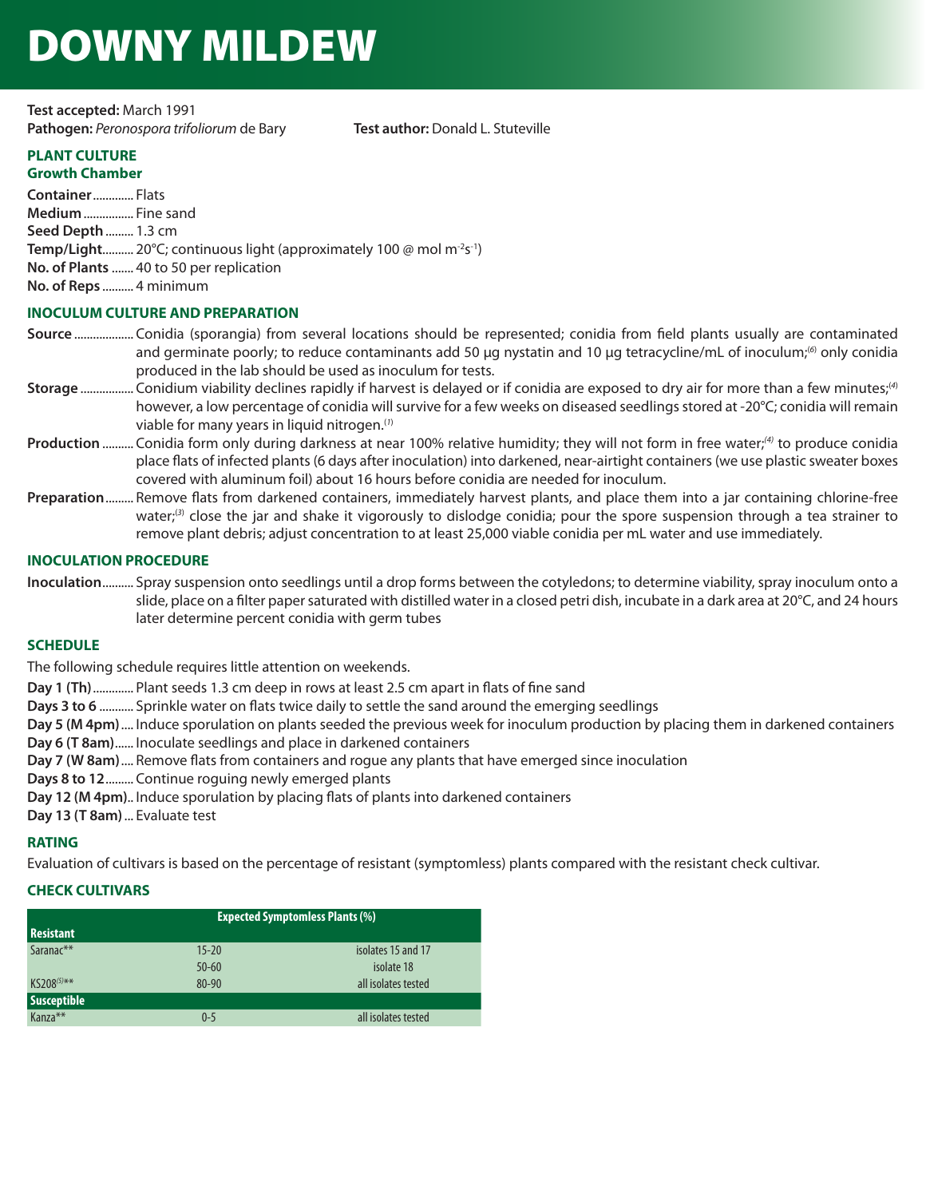# DOWNY MILDEW

**Test accepted:** March 1991
**Pathogen:** *Peronospora trifoliorum* de Bary **Test author:** Donald L. Stuteville

## PLANT CULTURE

### Growth Chamber

**Container**............. Flats
**Medium**................ Fine sand
**Seed Depth**......... 1.3 cm
**Temp/Light**.......... 20°C; continuous light (approximately 100 @ mol $m^{-2}s^{-1}$)
**No. of Plants**....... 40 to 50 per replication
**No. of Reps**.......... 4 minimum

## INOCULUM CULTURE AND PREPARATION

**Source**.................. Conidia (sporangia) from several locations should be represented; conidia from field plants usually are contaminated and germinate poorly; to reduce contaminants add 50 µg nystatin and 10 µg tetracycline/mL of inoculum;[6] only conidia produced in the lab should be used as inoculum for tests.

**Storage**................. Conidium viability declines rapidly if harvest is delayed or if conidia are exposed to dry air for more than a few minutes;[4] however, a low percentage of conidia will survive for a few weeks on diseased seedlings stored at -20°C; conidia will remain viable for many years in liquid nitrogen.[1]

**Production**.......... Conidia form only during darkness at near 100% relative humidity; they will not form in free water;[4] to produce conidia place flats of infected plants (6 days after inoculation) into darkened, near-airtight containers (we use plastic sweater boxes covered with aluminum foil) about 16 hours before conidia are needed for inoculum.

**Preparation**......... Remove flats from darkened containers, immediately harvest plants, and place them into a jar containing chlorine-free water;[3] close the jar and shake it vigorously to dislodge conidia; pour the spore suspension through a tea strainer to remove plant debris; adjust concentration to at least 25,000 viable conidia per mL water and use immediately.

## INOCULATION PROCEDURE

**Inoculation**.......... Spray suspension onto seedlings until a drop forms between the cotyledons; to determine viability, spray inoculum onto a slide, place on a filter paper saturated with distilled water in a closed petri dish, incubate in a dark area at 20°C, and 24 hours later determine percent conidia with germ tubes

## SCHEDULE

The following schedule requires little attention on weekends.

**Day 1 (Th)**............. Plant seeds 1.3 cm deep in rows at least 2.5 cm apart in flats of fine sand
**Days 3 to 6**........... Sprinkle water on flats twice daily to settle the sand around the emerging seedlings
**Day 5 (M 4pm)**.... Induce sporulation on plants seeded the previous week for inoculum production by placing them in darkened containers
**Day 6 (T 8am)**...... Inoculate seedlings and place in darkened containers
**Day 7 (W 8am)**.... Remove flats from containers and rogue any plants that have emerged since inoculation
**Days 8 to 12**......... Continue roguing newly emerged plants
**Day 12 (M 4pm)**.. Induce sporulation by placing flats of plants into darkened containers
**Day 13 (T 8am)**... Evaluate test

## RATING

Evaluation of cultivars is based on the percentage of resistant (symptomless) plants compared with the resistant check cultivar.

## CHECK CULTIVARS

| | Expected Symptomless Plants (%) | |
|---|---|---|
| **Resistant** | | |
| Saranac** | 15-20 | isolates 15 and 17 |
| | 50-60 | isolate 18 |
| KS208[5]** | 80-90 | all isolates tested |
| **Susceptible** | | |
| Kanza** | 0-5 | all isolates tested |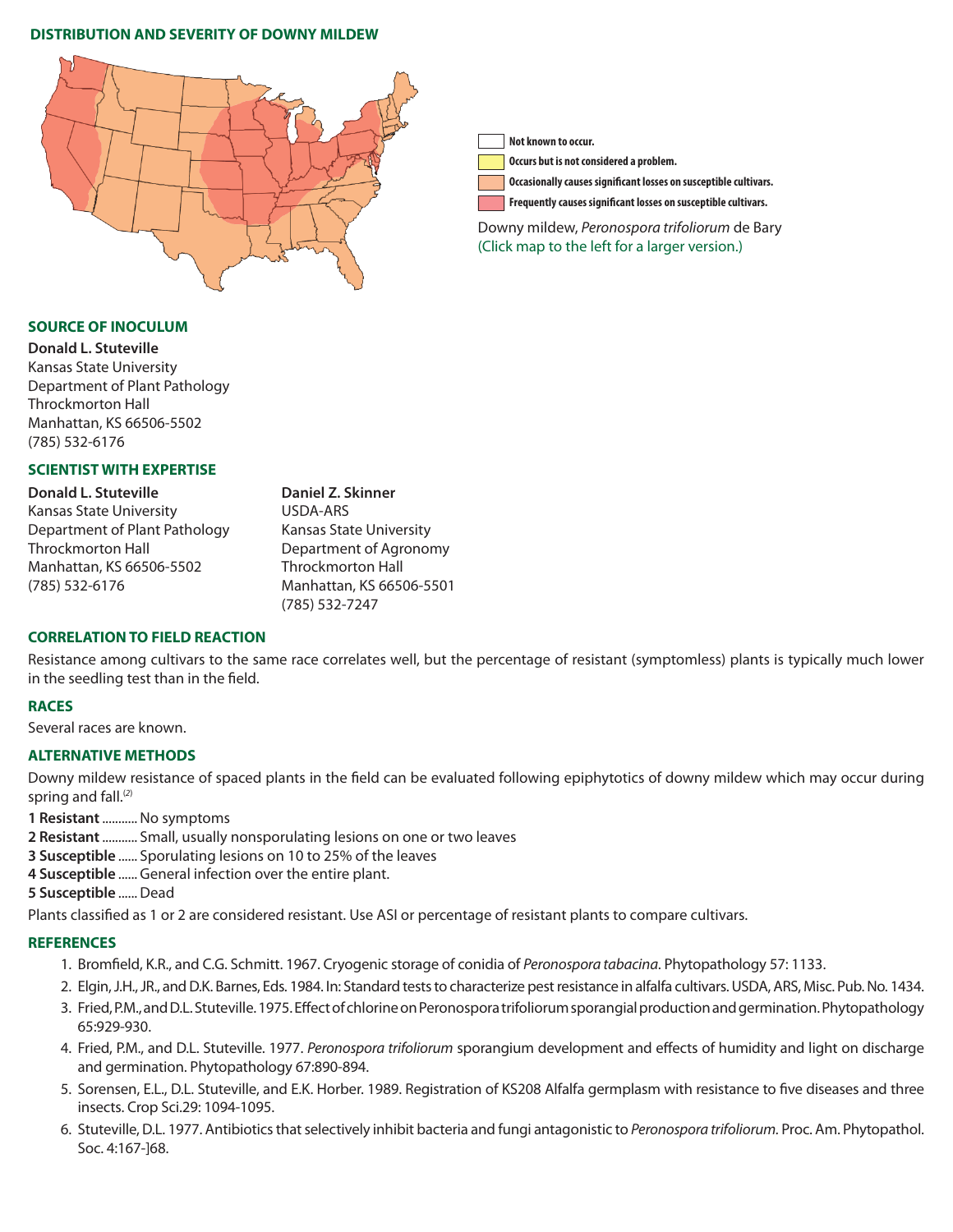## DISTRIBUTION AND SEVERITY OF DOWNY MILDEW

Not known to occur.

Occurs but is not considered a problem.

Occasionally causes significant losses on susceptible cultivars.

Frequently causes significant losses on susceptible cultivars.

Downy mildew, *Peronospora trifoliorum* de Bary
(Click map to the left for a larger version.)

## SOURCE OF INOCULUM

**Donald L. Stuteville**
Kansas State University
Department of Plant Pathology
Throckmorton Hall
Manhattan, KS 66506-5502
(785) 532-6176

## SCIENTIST WITH EXPERTISE

**Donald L. Stuteville**
Kansas State University
Department of Plant Pathology
Throckmorton Hall
Manhattan, KS 66506-5502
(785) 532-6176

**Daniel Z. Skinner**
USDA-ARS
Kansas State University
Department of Agronomy
Throckmorton Hall
Manhattan, KS 66506-5501
(785) 532-7247

## CORRELATION TO FIELD REACTION

Resistance among cultivars to the same race correlates well, but the percentage of resistant (symptomless) plants is typically much lower in the seedling test than in the field.

## RACES

Several races are known.

## ALTERNATIVE METHODS

Downy mildew resistance of spaced plants in the field can be evaluated following epiphytotics of downy mildew which may occur during spring and fall.[2]

**1 Resistant** ........... No symptoms
**2 Resistant** ........... Small, usually nonsporulating lesions on one or two leaves
**3 Susceptible** ...... Sporulating lesions on 10 to 25% of the leaves
**4 Susceptible** ...... General infection over the entire plant.
**5 Susceptible** ...... Dead

Plants classified as 1 or 2 are considered resistant. Use ASI or percentage of resistant plants to compare cultivars.

## REFERENCES

1. Bromfield, K.R., and C.G. Schmitt. 1967. Cryogenic storage of conidia of *Peronospora tabacina*. Phytopathology 57: 1133.
2. Elgin, J.H., JR., and D.K. Barnes, Eds. 1984. In: Standard tests to characterize pest resistance in alfalfa cultivars. USDA, ARS, Misc. Pub. No. 1434.
3. Fried, P.M., and D.L. Stuteville. 1975. Effect of chlorine on Peronospora trifoliorum sporangial production and germination. Phytopathology 65:929-930.
4. Fried, P.M., and D.L. Stuteville. 1977. *Peronospora trifoliorum* sporangium development and effects of humidity and light on discharge and germination. Phytopathology 67:890-894.
5. Sorensen, E.L., D.L. Stuteville, and E.K. Horber. 1989. Registration of KS208 Alfalfa germplasm with resistance to five diseases and three insects. Crop Sci.29: 1094-1095.
6. Stuteville, D.L. 1977. Antibiotics that selectively inhibit bacteria and fungi antagonistic to *Peronospora trifoliorum.* Proc. Am. Phytopathol. Soc. 4:167-]68.